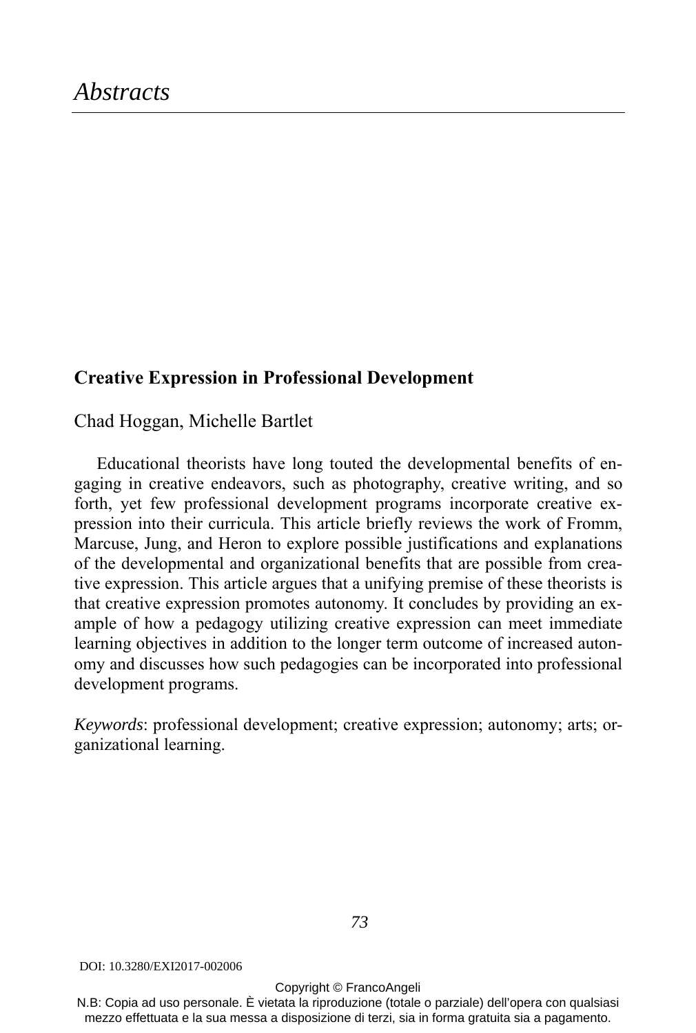# Abstracts

## Creative Expression in Professional Development

Chad Hoggan, Michelle Bartlet

Educational theorists have long touted the developmental benefits of engaging in creative endeavors, such as photography, creative writing, and so forth, yet few professional development programs incorporate creative expression into their curricula. This article briefly reviews the work of Fromm, Marcuse, Jung, and Heron to explore possible justifications and explanations of the developmental and organizational benefits that are possible from creative expression. This article argues that a unifying premise of these theorists is that creative expression promotes autonomy. It concludes by providing an example of how a pedagogy utilizing creative expression can meet immediate learning objectives in addition to the longer term outcome of increased autonomy and discusses how such pedagogies can be incorporated into professional development programs.

*Keywords*: professional development; creative expression; autonomy; arts; organizational learning.

DOI: 10.3280/EXI2017-002006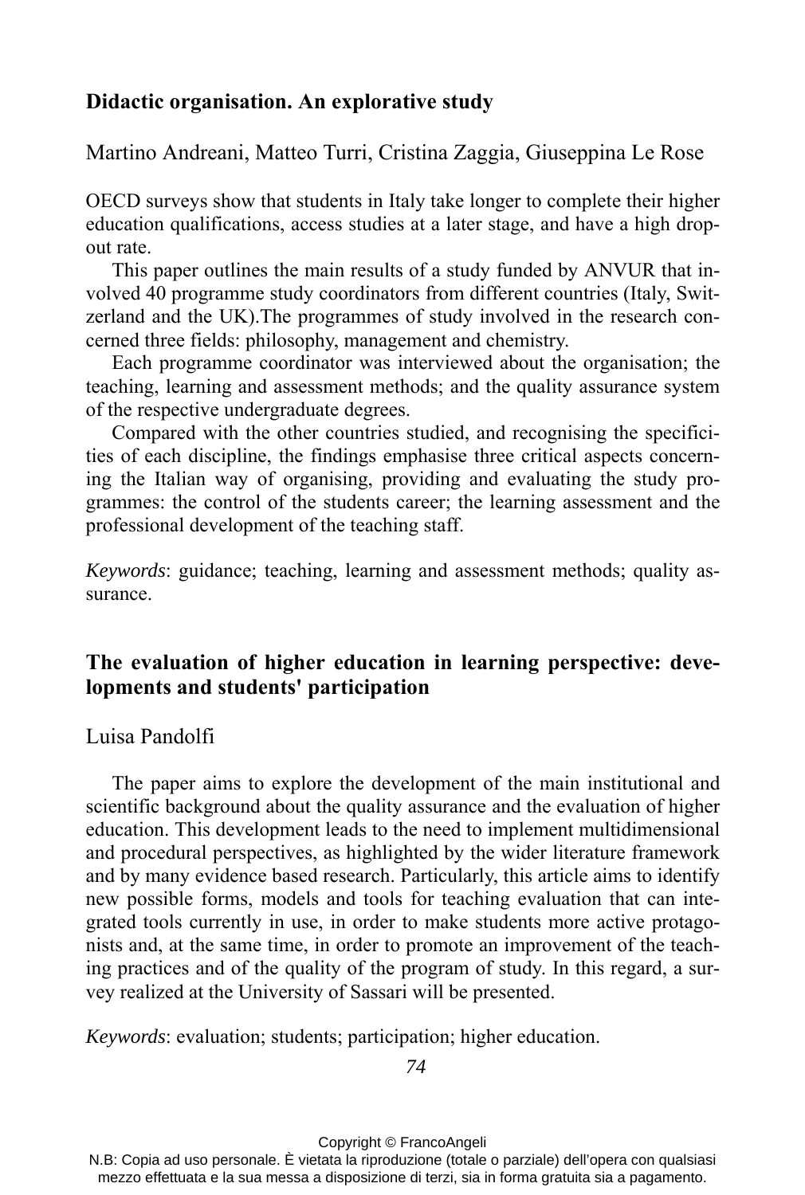## Didactic organisation. An explorative study

Martino Andreani, Matteo Turri, Cristina Zaggia, Giuseppina Le Rose

OECD surveys show that students in Italy take longer to complete their higher education qualifications, access studies at a later stage, and have a high drop-out rate.

This paper outlines the main results of a study funded by ANVUR that involved 40 programme study coordinators from different countries (Italy, Switzerland and the UK).The programmes of study involved in the research concerned three fields: philosophy, management and chemistry.

Each programme coordinator was interviewed about the organisation; the teaching, learning and assessment methods; and the quality assurance system of the respective undergraduate degrees.

Compared with the other countries studied, and recognising the specificities of each discipline, the findings emphasise three critical aspects concerning the Italian way of organising, providing and evaluating the study programmes: the control of the students career; the learning assessment and the professional development of the teaching staff.

*Keywords*: guidance; teaching, learning and assessment methods; quality assurance.

## The evaluation of higher education in learning perspective: developments and students' participation

Luisa Pandolfi

The paper aims to explore the development of the main institutional and scientific background about the quality assurance and the evaluation of higher education. This development leads to the need to implement multidimensional and procedural perspectives, as highlighted by the wider literature framework and by many evidence based research. Particularly, this article aims to identify new possible forms, models and tools for teaching evaluation that can integrated tools currently in use, in order to make students more active protagonists and, at the same time, in order to promote an improvement of the teaching practices and of the quality of the program of study. In this regard, a survey realized at the University of Sassari will be presented.

*Keywords*: evaluation; students; participation; higher education.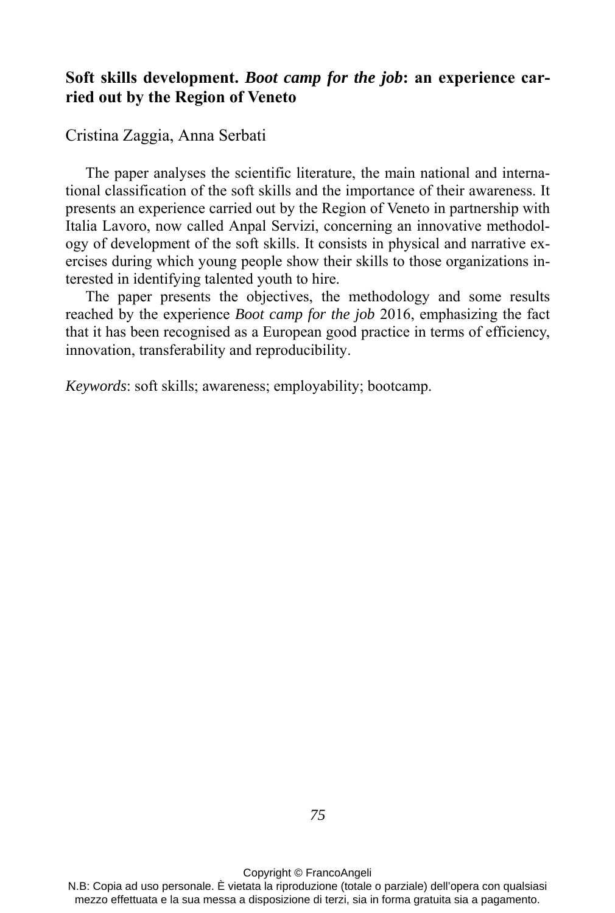## Soft skills development. *Boot camp for the job*: an experience carried out by the Region of Veneto

Cristina Zaggia, Anna Serbati

The paper analyses the scientific literature, the main national and international classification of the soft skills and the importance of their awareness. It presents an experience carried out by the Region of Veneto in partnership with Italia Lavoro, now called Anpal Servizi, concerning an innovative methodology of development of the soft skills. It consists in physical and narrative exercises during which young people show their skills to those organizations interested in identifying talented youth to hire.

The paper presents the objectives, the methodology and some results reached by the experience *Boot camp for the job* 2016, emphasizing the fact that it has been recognised as a European good practice in terms of efficiency, innovation, transferability and reproducibility.

*Keywords*: soft skills; awareness; employability; bootcamp.